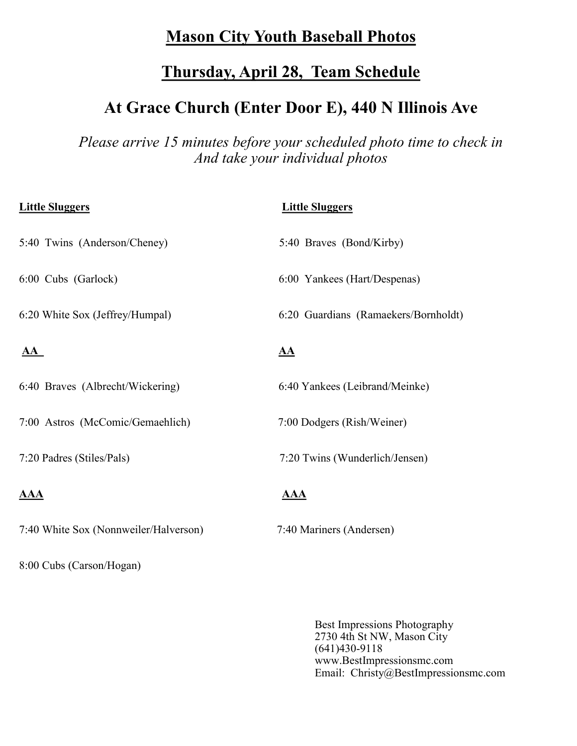# Mason City Youth Baseball Photos

## Thursday, April 28, Team Schedule

## At Grace Church (Enter Door E), 440 N Illinois Ave

*Please arrive 15 minutes before your scheduled photo time to check in*
*And take your individual photos*

**Little Sluggers**

5:40 Twins (Anderson/Cheney)

6:00 Cubs (Garlock)

6:20 White Sox (Jeffrey/Humpal)

**AA**

6:40 Braves (Albrecht/Wickering)

7:00 Astros (McComic/Gemaehlich)

7:20 Padres (Stiles/Pals)

**AAA**

7:40 White Sox (Nonnweiler/Halverson)

8:00 Cubs (Carson/Hogan)

**Little Sluggers**

5:40 Braves (Bond/Kirby)

6:00 Yankees (Hart/Despenas)

6:20 Guardians (Ramaekers/Bornholdt)

**AA**

6:40 Yankees (Leibrand/Meinke)

7:00 Dodgers (Rish/Weiner)

7:20 Twins (Wunderlich/Jensen)

**AAA**

7:40 Mariners (Andersen)

Best Impressions Photography
2730 4th St NW, Mason City
(641)430-9118
www.BestImpressionsmc.com
Email: Christy@BestImpressionsmc.com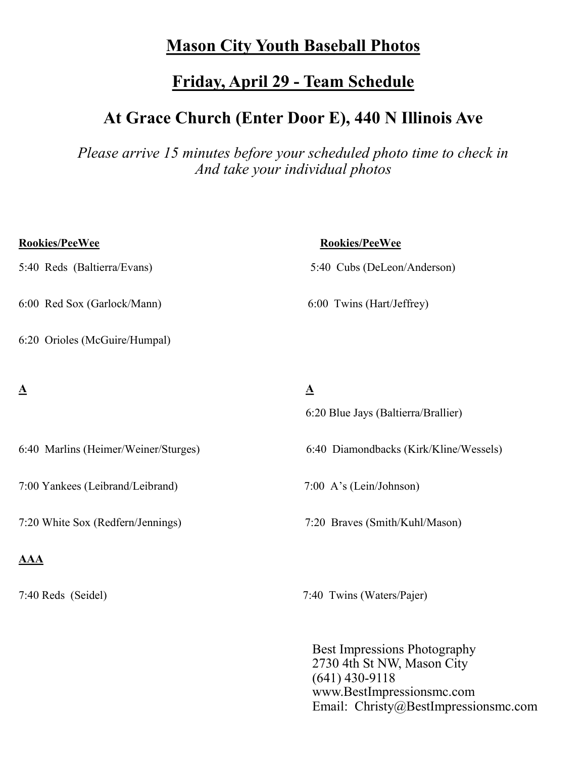# Mason City Youth Baseball Photos

## Friday, April 29 - Team Schedule

## At Grace Church (Enter Door E), 440 N Illinois Ave

*Please arrive 15 minutes before your scheduled photo time to check in*
*And take your individual photos*

**Rookies/PeeWee**

5:40 Reds (Baltierra/Evans)

6:00 Red Sox (Garlock/Mann)

6:20 Orioles (McGuire/Humpal)

**Rookies/PeeWee**

5:40 Cubs (DeLeon/Anderson)

6:00 Twins (Hart/Jeffrey)

**A**

6:40 Marlins (Heimer/Weiner/Sturges)

7:00 Yankees (Leibrand/Leibrand)

7:20 White Sox (Redfern/Jennings)

**A**

6:20 Blue Jays (Baltierra/Brallier)

6:40 Diamondbacks (Kirk/Kline/Wessels)

7:00 A's (Lein/Johnson)

7:20 Braves (Smith/Kuhl/Mason)

**AAA**

7:40 Reds (Seidel)

7:40 Twins (Waters/Pajer)

Best Impressions Photography
2730 4th St NW, Mason City
(641) 430-9118
www.BestImpressionsmc.com
Email: Christy@BestImpressionsmc.com